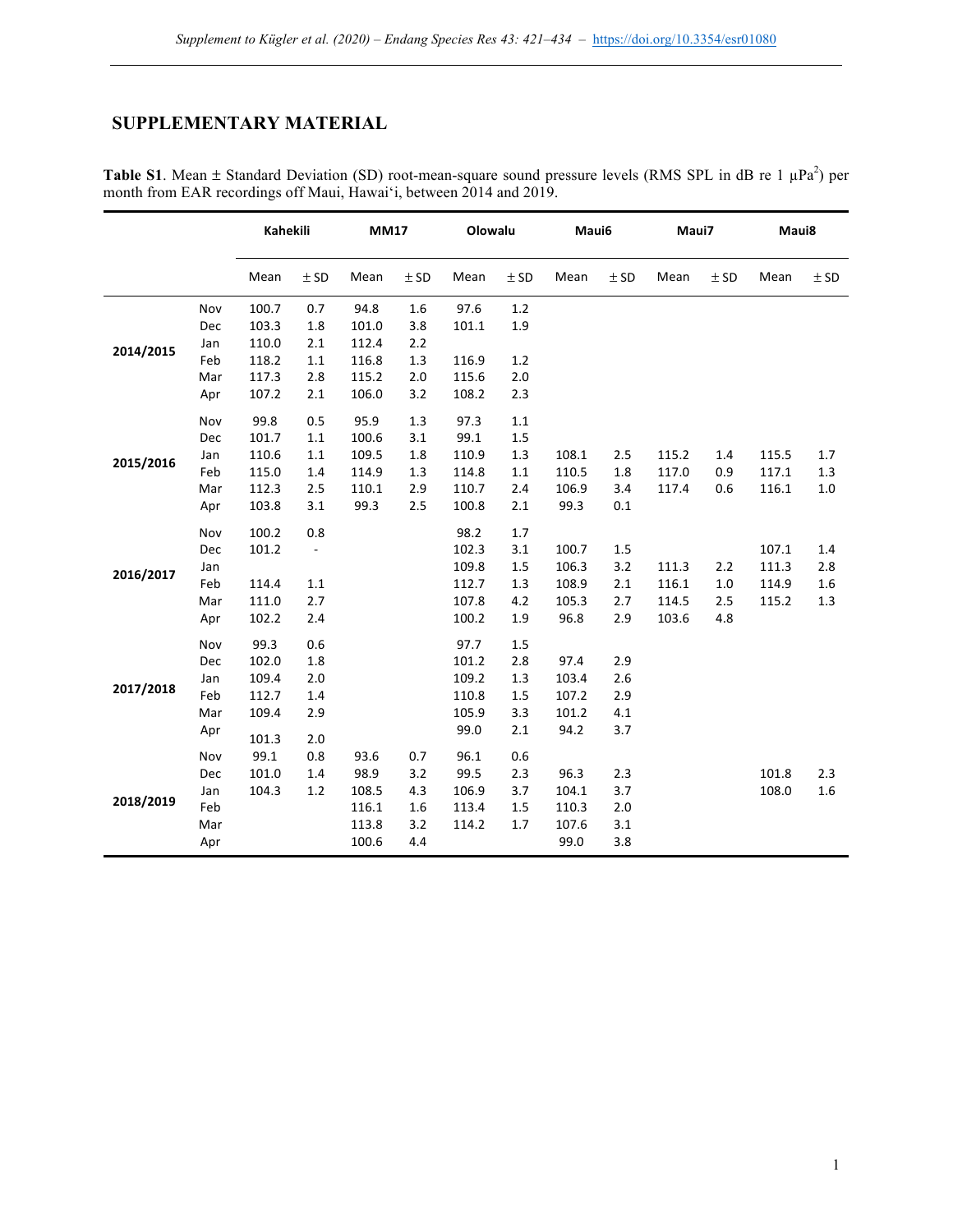## SUPPLEMENTARY MATERIAL

**Table S1**. Mean ± Standard Deviation (SD) root-mean-square sound pressure levels (RMS SPL in dB re 1 $\mu Pa^2$) per month from EAR recordings off Maui, Hawai'i, between 2014 and 2019.

| | | Kahekili | | MM17 | | Olowalu | | Maui6 | | Maui7 | | Maui8 | |
|---|---|---|---|---|---|---|---|---|---|---|---|---|---|
| | | Mean | ± SD | Mean | ± SD | Mean | ± SD | Mean | ± SD | Mean | ± SD | Mean | ± SD |
| 2014/2015 | Nov | 100.7 | 0.7 | 94.8 | 1.6 | 97.6 | 1.2 | | | | | | |
| | Dec | 103.3 | 1.8 | 101.0 | 3.8 | 101.1 | 1.9 | | | | | | |
| | Jan | 110.0 | 2.1 | 112.4 | 2.2 | | | | | | | | |
| | Feb | 118.2 | 1.1 | 116.8 | 1.3 | 116.9 | 1.2 | | | | | | |
| | Mar | 117.3 | 2.8 | 115.2 | 2.0 | 115.6 | 2.0 | | | | | | |
| | Apr | 107.2 | 2.1 | 106.0 | 3.2 | 108.2 | 2.3 | | | | | | |
| 2015/2016 | Nov | 99.8 | 0.5 | 95.9 | 1.3 | 97.3 | 1.1 | | | | | | |
| | Dec | 101.7 | 1.1 | 100.6 | 3.1 | 99.1 | 1.5 | | | | | | |
| | Jan | 110.6 | 1.1 | 109.5 | 1.8 | 110.9 | 1.3 | 108.1 | 2.5 | 115.2 | 1.4 | 115.5 | 1.7 |
| | Feb | 115.0 | 1.4 | 114.9 | 1.3 | 114.8 | 1.1 | 110.5 | 1.8 | 117.0 | 0.9 | 117.1 | 1.3 |
| | Mar | 112.3 | 2.5 | 110.1 | 2.9 | 110.7 | 2.4 | 106.9 | 3.4 | 117.4 | 0.6 | 116.1 | 1.0 |
| | Apr | 103.8 | 3.1 | 99.3 | 2.5 | 100.8 | 2.1 | 99.3 | 0.1 | | | | |
| 2016/2017 | Nov | 100.2 | 0.8 | | | 98.2 | 1.7 | | | | | | |
| | Dec | 101.2 | - | | | 102.3 | 3.1 | 100.7 | 1.5 | | | 107.1 | 1.4 |
| | Jan | | | | | 109.8 | 1.5 | 106.3 | 3.2 | 111.3 | 2.2 | 111.3 | 2.8 |
| | Feb | 114.4 | 1.1 | | | 112.7 | 1.3 | 108.9 | 2.1 | 116.1 | 1.0 | 114.9 | 1.6 |
| | Mar | 111.0 | 2.7 | | | 107.8 | 4.2 | 105.3 | 2.7 | 114.5 | 2.5 | 115.2 | 1.3 |
| | Apr | 102.2 | 2.4 | | | 100.2 | 1.9 | 96.8 | 2.9 | 103.6 | 4.8 | | |
| 2017/2018 | Nov | 99.3 | 0.6 | | | 97.7 | 1.5 | | | | | | |
| | Dec | 102.0 | 1.8 | | | 101.2 | 2.8 | 97.4 | 2.9 | | | | |
| | Jan | 109.4 | 2.0 | | | 109.2 | 1.3 | 103.4 | 2.6 | | | | |
| | Feb | 112.7 | 1.4 | | | 110.8 | 1.5 | 107.2 | 2.9 | | | | |
| | Mar | 109.4 | 2.9 | | | 105.9 | 3.3 | 101.2 | 4.1 | | | | |
| | Apr | 101.3 | 2.0 | | | 99.0 | 2.1 | 94.2 | 3.7 | | | | |
| 2018/2019 | Nov | 99.1 | 0.8 | 93.6 | 0.7 | 96.1 | 0.6 | | | | | | |
| | Dec | 101.0 | 1.4 | 98.9 | 3.2 | 99.5 | 2.3 | 96.3 | 2.3 | | | 101.8 | 2.3 |
| | Jan | 104.3 | 1.2 | 108.5 | 4.3 | 106.9 | 3.7 | 104.1 | 3.7 | | | 108.0 | 1.6 |
| | Feb | | | 116.1 | 1.6 | 113.4 | 1.5 | 110.3 | 2.0 | | | | |
| | Mar | | | 113.8 | 3.2 | 114.2 | 1.7 | 107.6 | 3.1 | | | | |
| | Apr | | | 100.6 | 4.4 | | | 99.0 | 3.8 | | | | |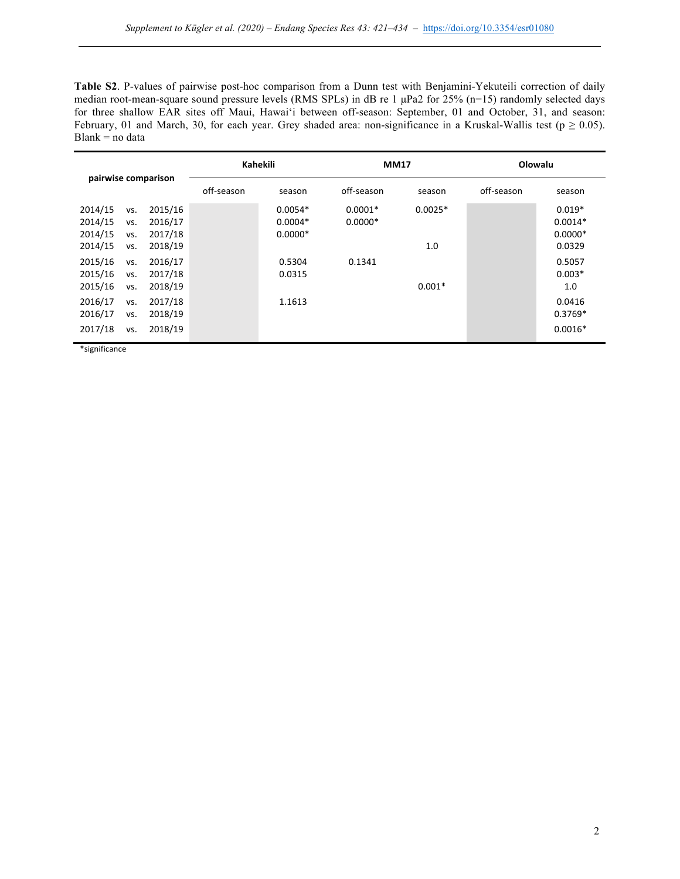**Table S2**. P-values of pairwise post-hoc comparison from a Dunn test with Benjamini-Yekuteili correction of daily median root-mean-square sound pressure levels (RMS SPLs) in dB re 1 µPa2 for 25% (n=15) randomly selected days for three shallow EAR sites off Maui, Hawai'i between off-season: September, 01 and October, 31, and season: February, 01 and March, 30, for each year. Grey shaded area: non-significance in a Kruskal-Wallis test ($p \geq 0.05$). Blank = no data

| pairwise comparison | | | Kahekili | | MM17 | | Olowalu | |
|---|---|---|---|---|---|---|---|---|
| | | | off-season | season | off-season | season | off-season | season |
| 2014/15 | vs. | 2015/16 | | 0.0054* | 0.0001* | 0.0025* | | 0.019* |
| 2014/15 | vs. | 2016/17 | | 0.0004* | 0.0000* | | | 0.0014* |
| 2014/15 | vs. | 2017/18 | | 0.0000* | | | | 0.0000* |
| 2014/15 | vs. | 2018/19 | | | | 1.0 | | 0.0329 |
| 2015/16 | vs. | 2016/17 | | 0.5304 | 0.1341 | | | 0.5057 |
| 2015/16 | vs. | 2017/18 | | 0.0315 | | | | 0.003* |
| 2015/16 | vs. | 2018/19 | | | | 0.001* | | 1.0 |
| 2016/17 | vs. | 2017/18 | | 1.1613 | | | | 0.0416 |
| 2016/17 | vs. | 2018/19 | | | | | | 0.3769* |
| 2017/18 | vs. | 2018/19 | | | | | | 0.0016* |

*significance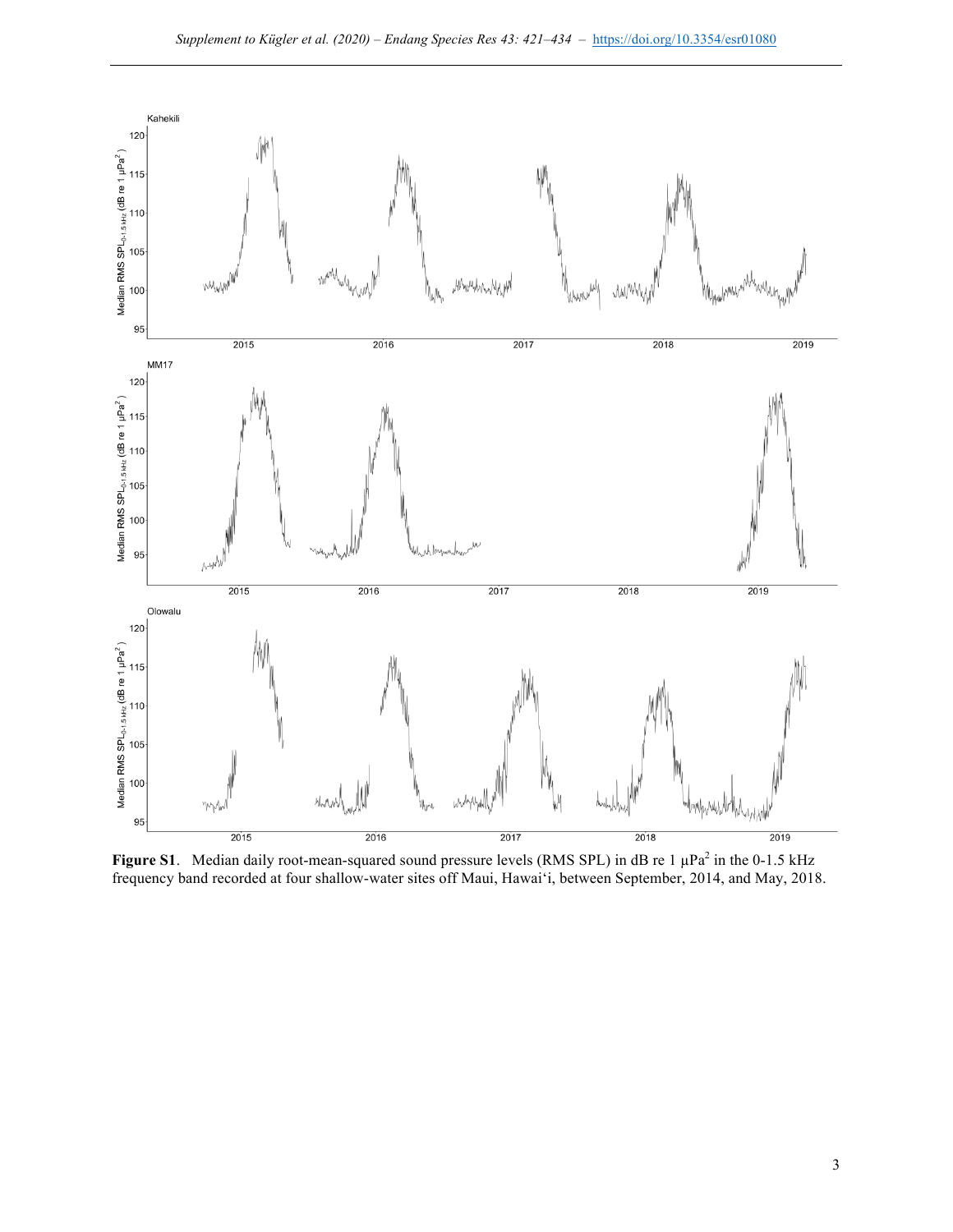Kahekili

120
115
110
105
100
95

Median RMS $SPL_{0\text{-}1.5\,kHz}$ (dB re 1 $\mu Pa^2$)

2015 2016 2017 2018 2019

MM17

120
115
110
105
100
95

Median RMS $SPL_{0\text{-}1.5\,kHz}$ (dB re 1 $\mu Pa^2$)

2015 2016 2017 2018 2019

Olowalu

120
115
110
105
100
95

Median RMS $SPL_{0\text{-}1.5\,kHz}$ (dB re 1 $\mu Pa^2$)

2015 2016 2017 2018 2019

**Figure S1**. Median daily root-mean-squared sound pressure levels (RMS SPL) in dB re 1 $\mu Pa^2$ in the 0-1.5 kHz frequency band recorded at four shallow-water sites off Maui, Hawai'i, between September, 2014, and May, 2018.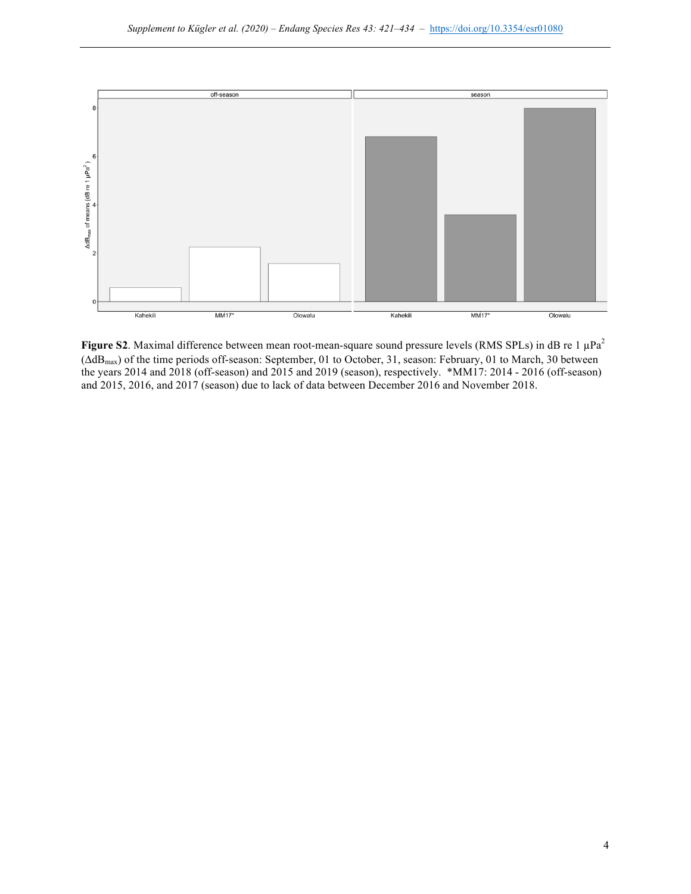off-season

season

8

6

4

2

0

$\Delta dB_{max}$ of means (dB re 1 µPa$^2$)

Kahekili

MM17*

Olowalu

Kahekili

MM17*

Olowalu

**Figure S2**. Maximal difference between mean root-mean-square sound pressure levels (RMS SPLs) in dB re 1 µPa$^2$ ($\Delta dB_{max}$) of the time periods off-season: September, 01 to October, 31, season: February, 01 to March, 30 between the years 2014 and 2018 (off-season) and 2015 and 2019 (season), respectively. *MM17: 2014 - 2016 (off-season) and 2015, 2016, and 2017 (season) due to lack of data between December 2016 and November 2018.